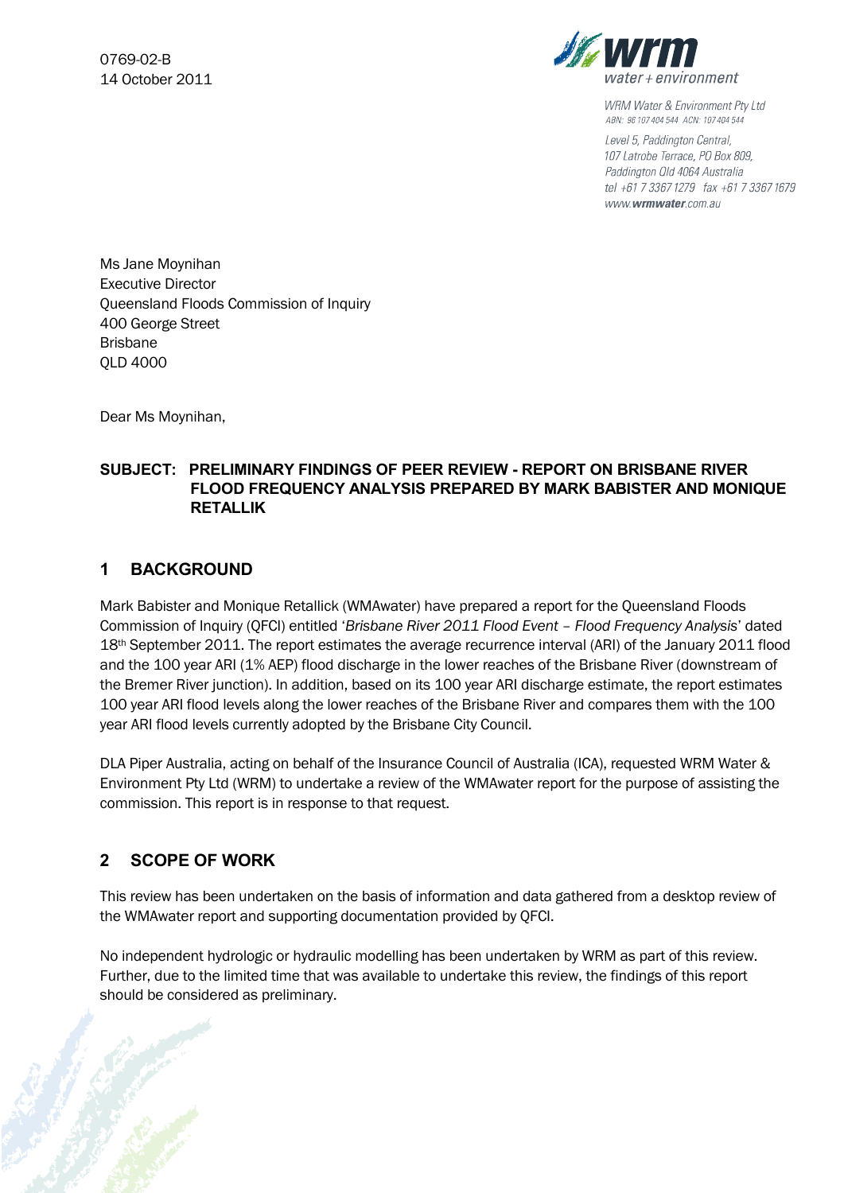0769-02-B
14 October 2011

WRM Water & Environment Pty Ltd
ABN: 96 107 404 544 ACN: 107 404 544

Level 5, Paddington Central,
107 Latrobe Terrace, PO Box 809,
Paddington Qld 4064 Australia
tel +61 7 3367 1279 fax +61 7 3367 1679
www.wrmwater.com.au

Ms Jane Moynihan
Executive Director
Queensland Floods Commission of Inquiry
400 George Street
Brisbane
QLD 4000

Dear Ms Moynihan,

**SUBJECT: PRELIMINARY FINDINGS OF PEER REVIEW - REPORT ON BRISBANE RIVER FLOOD FREQUENCY ANALYSIS PREPARED BY MARK BABISTER AND MONIQUE RETALLIK**

## 1 BACKGROUND

Mark Babister and Monique Retallick (WMAwater) have prepared a report for the Queensland Floods Commission of Inquiry (QFCI) entitled '*Brisbane River 2011 Flood Event – Flood Frequency Analysis*' dated 18th September 2011. The report estimates the average recurrence interval (ARI) of the January 2011 flood and the 100 year ARI (1% AEP) flood discharge in the lower reaches of the Brisbane River (downstream of the Bremer River junction). In addition, based on its 100 year ARI discharge estimate, the report estimates 100 year ARI flood levels along the lower reaches of the Brisbane River and compares them with the 100 year ARI flood levels currently adopted by the Brisbane City Council.

DLA Piper Australia, acting on behalf of the Insurance Council of Australia (ICA), requested WRM Water & Environment Pty Ltd (WRM) to undertake a review of the WMAwater report for the purpose of assisting the commission. This report is in response to that request.

## 2 SCOPE OF WORK

This review has been undertaken on the basis of information and data gathered from a desktop review of the WMAwater report and supporting documentation provided by QFCI.

No independent hydrologic or hydraulic modelling has been undertaken by WRM as part of this review. Further, due to the limited time that was available to undertake this review, the findings of this report should be considered as preliminary.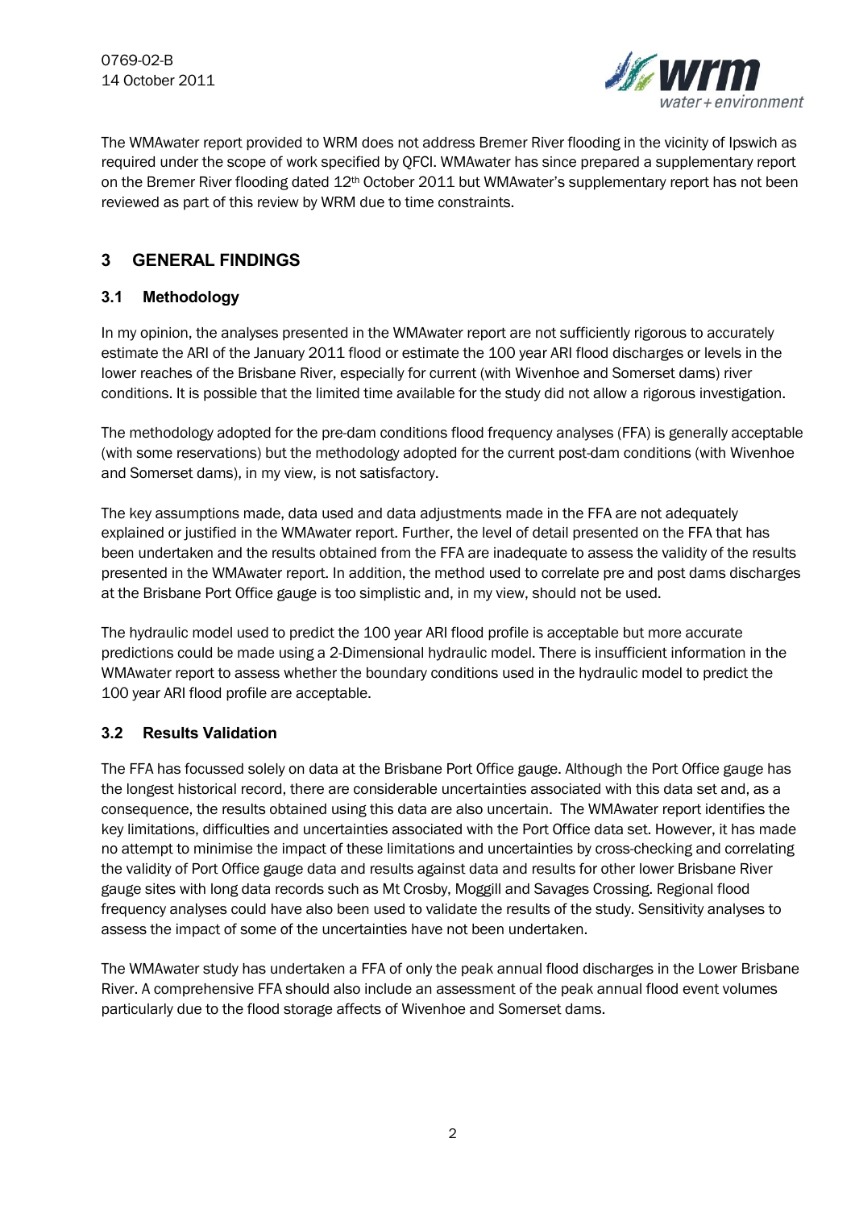The WMAwater report provided to WRM does not address Bremer River flooding in the vicinity of Ipswich as required under the scope of work specified by QFCI. WMAwater has since prepared a supplementary report on the Bremer River flooding dated 12th October 2011 but WMAwater's supplementary report has not been reviewed as part of this review by WRM due to time constraints.

## 3 GENERAL FINDINGS

### 3.1 Methodology

In my opinion, the analyses presented in the WMAwater report are not sufficiently rigorous to accurately estimate the ARI of the January 2011 flood or estimate the 100 year ARI flood discharges or levels in the lower reaches of the Brisbane River, especially for current (with Wivenhoe and Somerset dams) river conditions. It is possible that the limited time available for the study did not allow a rigorous investigation.

The methodology adopted for the pre-dam conditions flood frequency analyses (FFA) is generally acceptable (with some reservations) but the methodology adopted for the current post-dam conditions (with Wivenhoe and Somerset dams), in my view, is not satisfactory.

The key assumptions made, data used and data adjustments made in the FFA are not adequately explained or justified in the WMAwater report. Further, the level of detail presented on the FFA that has been undertaken and the results obtained from the FFA are inadequate to assess the validity of the results presented in the WMAwater report. In addition, the method used to correlate pre and post dams discharges at the Brisbane Port Office gauge is too simplistic and, in my view, should not be used.

The hydraulic model used to predict the 100 year ARI flood profile is acceptable but more accurate predictions could be made using a 2-Dimensional hydraulic model. There is insufficient information in the WMAwater report to assess whether the boundary conditions used in the hydraulic model to predict the 100 year ARI flood profile are acceptable.

### 3.2 Results Validation

The FFA has focussed solely on data at the Brisbane Port Office gauge. Although the Port Office gauge has the longest historical record, there are considerable uncertainties associated with this data set and, as a consequence, the results obtained using this data are also uncertain. The WMAwater report identifies the key limitations, difficulties and uncertainties associated with the Port Office data set. However, it has made no attempt to minimise the impact of these limitations and uncertainties by cross-checking and correlating the validity of Port Office gauge data and results against data and results for other lower Brisbane River gauge sites with long data records such as Mt Crosby, Moggill and Savages Crossing. Regional flood frequency analyses could have also been used to validate the results of the study. Sensitivity analyses to assess the impact of some of the uncertainties have not been undertaken.

The WMAwater study has undertaken a FFA of only the peak annual flood discharges in the Lower Brisbane River. A comprehensive FFA should also include an assessment of the peak annual flood event volumes particularly due to the flood storage affects of Wivenhoe and Somerset dams.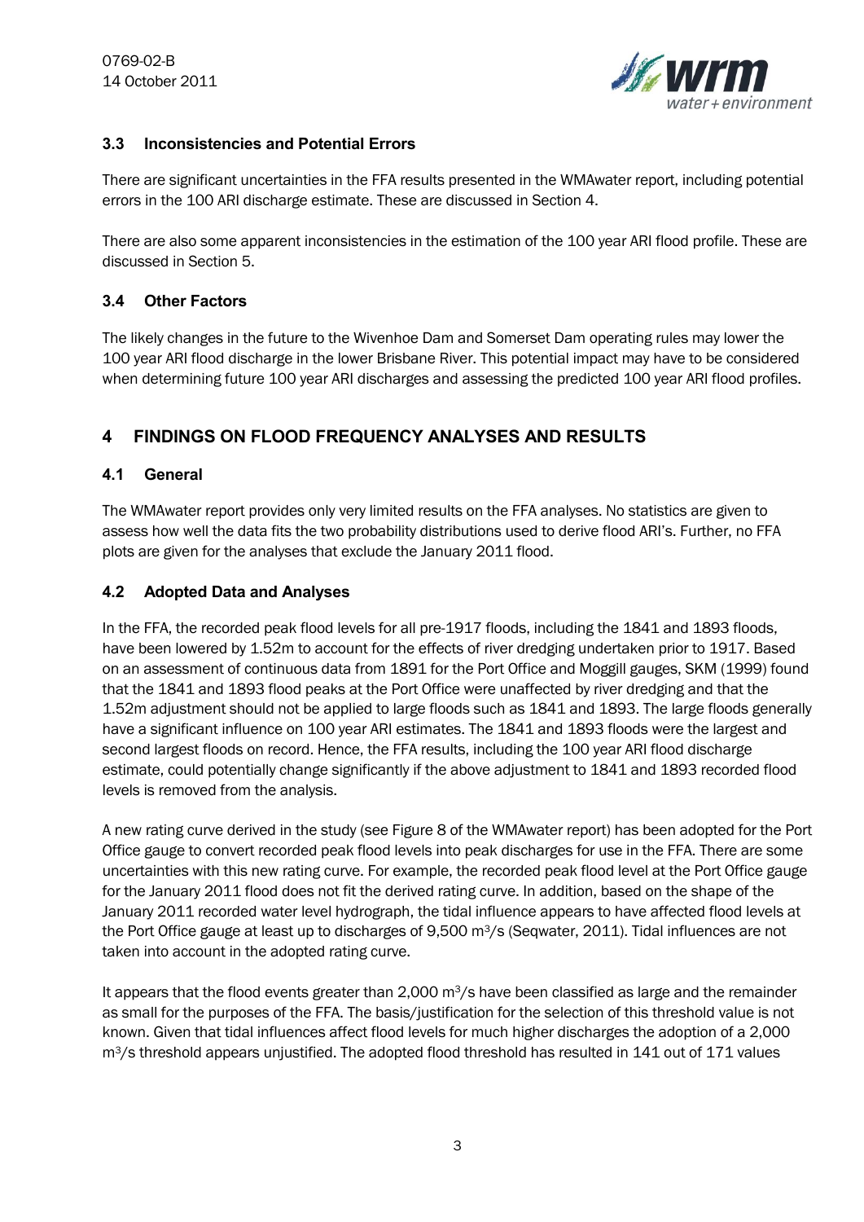### 3.3 Inconsistencies and Potential Errors

There are significant uncertainties in the FFA results presented in the WMAwater report, including potential errors in the 100 ARI discharge estimate. These are discussed in Section 4.

There are also some apparent inconsistencies in the estimation of the 100 year ARI flood profile. These are discussed in Section 5.

### 3.4 Other Factors

The likely changes in the future to the Wivenhoe Dam and Somerset Dam operating rules may lower the 100 year ARI flood discharge in the lower Brisbane River. This potential impact may have to be considered when determining future 100 year ARI discharges and assessing the predicted 100 year ARI flood profiles.

## 4 FINDINGS ON FLOOD FREQUENCY ANALYSES AND RESULTS

### 4.1 General

The WMAwater report provides only very limited results on the FFA analyses. No statistics are given to assess how well the data fits the two probability distributions used to derive flood ARI's. Further, no FFA plots are given for the analyses that exclude the January 2011 flood.

### 4.2 Adopted Data and Analyses

In the FFA, the recorded peak flood levels for all pre-1917 floods, including the 1841 and 1893 floods, have been lowered by 1.52m to account for the effects of river dredging undertaken prior to 1917. Based on an assessment of continuous data from 1891 for the Port Office and Moggill gauges, SKM (1999) found that the 1841 and 1893 flood peaks at the Port Office were unaffected by river dredging and that the 1.52m adjustment should not be applied to large floods such as 1841 and 1893. The large floods generally have a significant influence on 100 year ARI estimates. The 1841 and 1893 floods were the largest and second largest floods on record. Hence, the FFA results, including the 100 year ARI flood discharge estimate, could potentially change significantly if the above adjustment to 1841 and 1893 recorded flood levels is removed from the analysis.

A new rating curve derived in the study (see Figure 8 of the WMAwater report) has been adopted for the Port Office gauge to convert recorded peak flood levels into peak discharges for use in the FFA. There are some uncertainties with this new rating curve. For example, the recorded peak flood level at the Port Office gauge for the January 2011 flood does not fit the derived rating curve. In addition, based on the shape of the January 2011 recorded water level hydrograph, the tidal influence appears to have affected flood levels at the Port Office gauge at least up to discharges of 9,500 $m^3/s$ (Seqwater, 2011). Tidal influences are not taken into account in the adopted rating curve.

It appears that the flood events greater than 2,000 $m^3/s$ have been classified as large and the remainder as small for the purposes of the FFA. The basis/justification for the selection of this threshold value is not known. Given that tidal influences affect flood levels for much higher discharges the adoption of a 2,000 $m^3/s$ threshold appears unjustified. The adopted flood threshold has resulted in 141 out of 171 values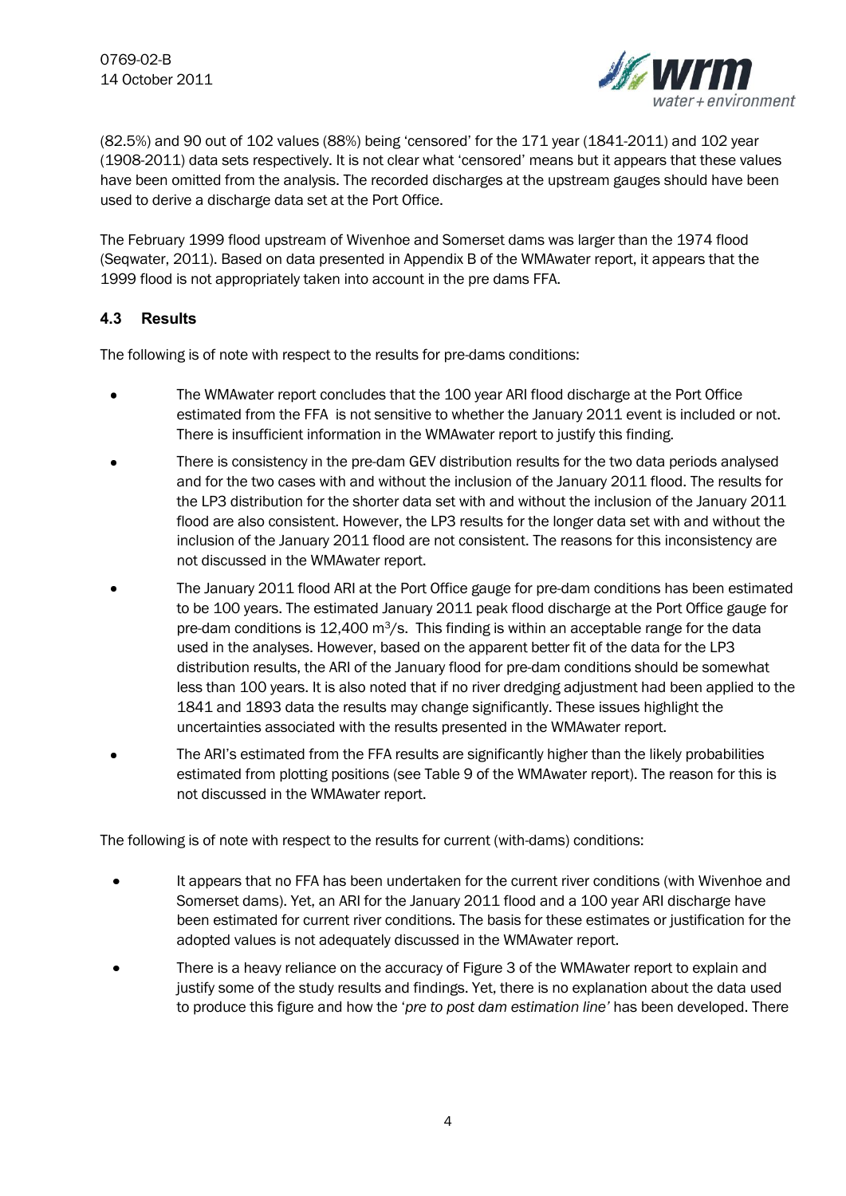(82.5%) and 90 out of 102 values (88%) being 'censored' for the 171 year (1841-2011) and 102 year (1908-2011) data sets respectively. It is not clear what 'censored' means but it appears that these values have been omitted from the analysis. The recorded discharges at the upstream gauges should have been used to derive a discharge data set at the Port Office.

The February 1999 flood upstream of Wivenhoe and Somerset dams was larger than the 1974 flood (Seqwater, 2011). Based on data presented in Appendix B of the WMAwater report, it appears that the 1999 flood is not appropriately taken into account in the pre dams FFA.

### 4.3 Results

The following is of note with respect to the results for pre-dams conditions:

- The WMAwater report concludes that the 100 year ARI flood discharge at the Port Office estimated from the FFA is not sensitive to whether the January 2011 event is included or not. There is insufficient information in the WMAwater report to justify this finding.
- There is consistency in the pre-dam GEV distribution results for the two data periods analysed and for the two cases with and without the inclusion of the January 2011 flood. The results for the LP3 distribution for the shorter data set with and without the inclusion of the January 2011 flood are also consistent. However, the LP3 results for the longer data set with and without the inclusion of the January 2011 flood are not consistent. The reasons for this inconsistency are not discussed in the WMAwater report.
- The January 2011 flood ARI at the Port Office gauge for pre-dam conditions has been estimated to be 100 years. The estimated January 2011 peak flood discharge at the Port Office gauge for pre-dam conditions is 12,400 $m^3/s$. This finding is within an acceptable range for the data used in the analyses. However, based on the apparent better fit of the data for the LP3 distribution results, the ARI of the January flood for pre-dam conditions should be somewhat less than 100 years. It is also noted that if no river dredging adjustment had been applied to the 1841 and 1893 data the results may change significantly. These issues highlight the uncertainties associated with the results presented in the WMAwater report.
- The ARI's estimated from the FFA results are significantly higher than the likely probabilities estimated from plotting positions (see Table 9 of the WMAwater report). The reason for this is not discussed in the WMAwater report.

The following is of note with respect to the results for current (with-dams) conditions:

- It appears that no FFA has been undertaken for the current river conditions (with Wivenhoe and Somerset dams). Yet, an ARI for the January 2011 flood and a 100 year ARI discharge have been estimated for current river conditions. The basis for these estimates or justification for the adopted values is not adequately discussed in the WMAwater report.
- There is a heavy reliance on the accuracy of Figure 3 of the WMAwater report to explain and justify some of the study results and findings. Yet, there is no explanation about the data used to produce this figure and how the '*pre to post dam estimation line*' has been developed. There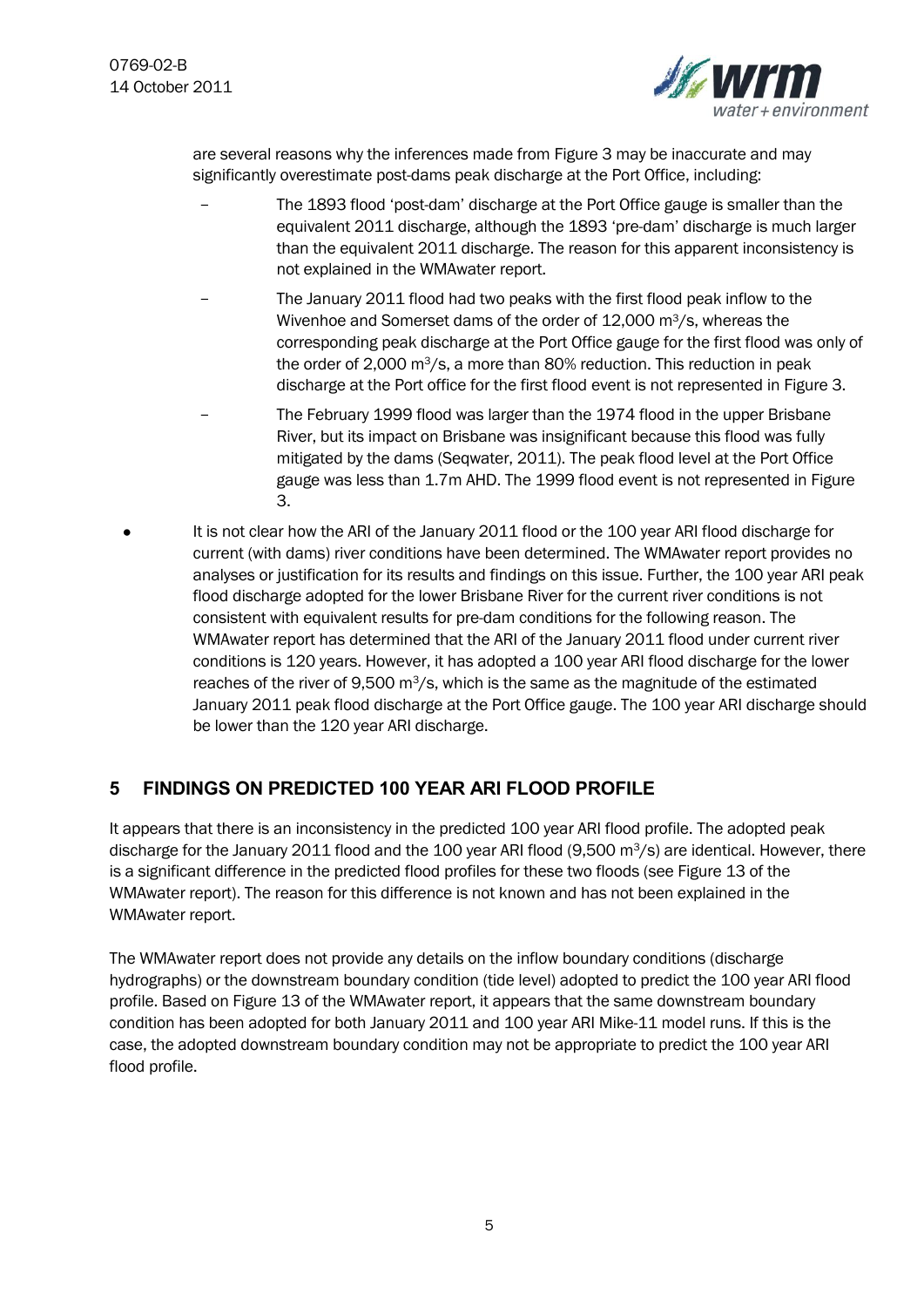are several reasons why the inferences made from Figure 3 may be inaccurate and may significantly overestimate post-dams peak discharge at the Port Office, including:

- The 1893 flood 'post-dam' discharge at the Port Office gauge is smaller than the equivalent 2011 discharge, although the 1893 'pre-dam' discharge is much larger than the equivalent 2011 discharge. The reason for this apparent inconsistency is not explained in the WMAwater report.
- The January 2011 flood had two peaks with the first flood peak inflow to the Wivenhoe and Somerset dams of the order of 12,000 $m^3$/s, whereas the corresponding peak discharge at the Port Office gauge for the first flood was only of the order of 2,000 $m^3$/s, a more than 80% reduction. This reduction in peak discharge at the Port office for the first flood event is not represented in Figure 3.
- The February 1999 flood was larger than the 1974 flood in the upper Brisbane River, but its impact on Brisbane was insignificant because this flood was fully mitigated by the dams (Seqwater, 2011). The peak flood level at the Port Office gauge was less than 1.7m AHD. The 1999 flood event is not represented in Figure 3.

- It is not clear how the ARI of the January 2011 flood or the 100 year ARI flood discharge for current (with dams) river conditions have been determined. The WMAwater report provides no analyses or justification for its results and findings on this issue. Further, the 100 year ARI peak flood discharge adopted for the lower Brisbane River for the current river conditions is not consistent with equivalent results for pre-dam conditions for the following reason. The WMAwater report has determined that the ARI of the January 2011 flood under current river conditions is 120 years. However, it has adopted a 100 year ARI flood discharge for the lower reaches of the river of 9,500 $m^3$/s, which is the same as the magnitude of the estimated January 2011 peak flood discharge at the Port Office gauge. The 100 year ARI discharge should be lower than the 120 year ARI discharge.

## 5 FINDINGS ON PREDICTED 100 YEAR ARI FLOOD PROFILE

It appears that there is an inconsistency in the predicted 100 year ARI flood profile. The adopted peak discharge for the January 2011 flood and the 100 year ARI flood (9,500 $m^3$/s) are identical. However, there is a significant difference in the predicted flood profiles for these two floods (see Figure 13 of the WMAwater report). The reason for this difference is not known and has not been explained in the WMAwater report.

The WMAwater report does not provide any details on the inflow boundary conditions (discharge hydrographs) or the downstream boundary condition (tide level) adopted to predict the 100 year ARI flood profile. Based on Figure 13 of the WMAwater report, it appears that the same downstream boundary condition has been adopted for both January 2011 and 100 year ARI Mike-11 model runs. If this is the case, the adopted downstream boundary condition may not be appropriate to predict the 100 year ARI flood profile.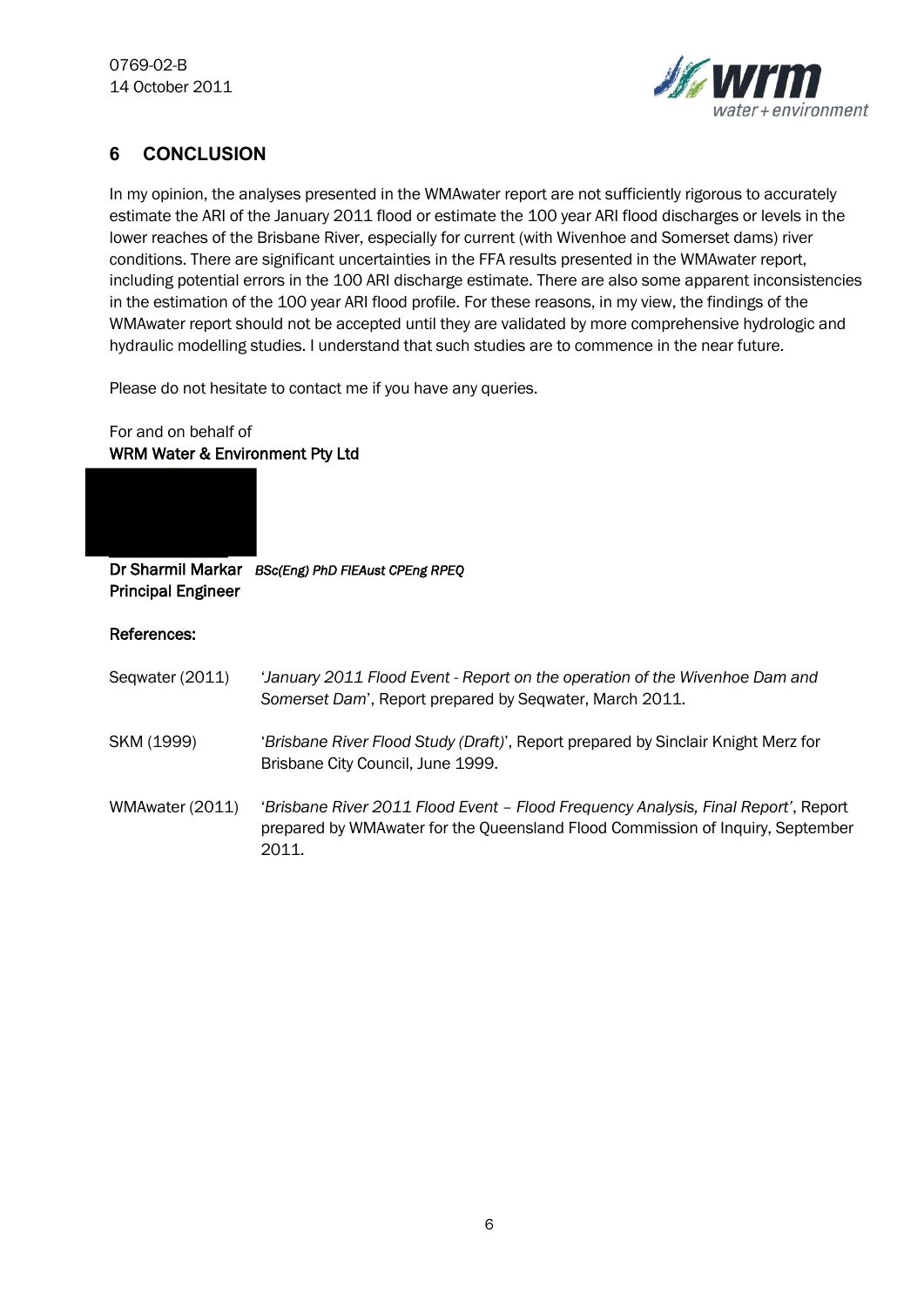## 6 CONCLUSION

In my opinion, the analyses presented in the WMAwater report are not sufficiently rigorous to accurately estimate the ARI of the January 2011 flood or estimate the 100 year ARI flood discharges or levels in the lower reaches of the Brisbane River, especially for current (with Wivenhoe and Somerset dams) river conditions. There are significant uncertainties in the FFA results presented in the WMAwater report, including potential errors in the 100 ARI discharge estimate. There are also some apparent inconsistencies in the estimation of the 100 year ARI flood profile. For these reasons, in my view, the findings of the WMAwater report should not be accepted until they are validated by more comprehensive hydrologic and hydraulic modelling studies. I understand that such studies are to commence in the near future.

Please do not hesitate to contact me if you have any queries.

For and on behalf of
**WRM Water & Environment Pty Ltd**

**Dr Sharmil Markar** *BSc(Eng) PhD FIEAust CPEng RPEQ*
**Principal Engineer**

**References:**

| | |
|---|---|
| Seqwater (2011) | '*January 2011 Flood Event - Report on the operation of the Wivenhoe Dam and Somerset Dam*', Report prepared by Seqwater, March 2011. |
| SKM (1999) | '*Brisbane River Flood Study (Draft)*', Report prepared by Sinclair Knight Merz for Brisbane City Council, June 1999. |
| WMAwater (2011) | '*Brisbane River 2011 Flood Event – Flood Frequency Analysis, Final Report*', Report prepared by WMAwater for the Queensland Flood Commission of Inquiry, September 2011. |